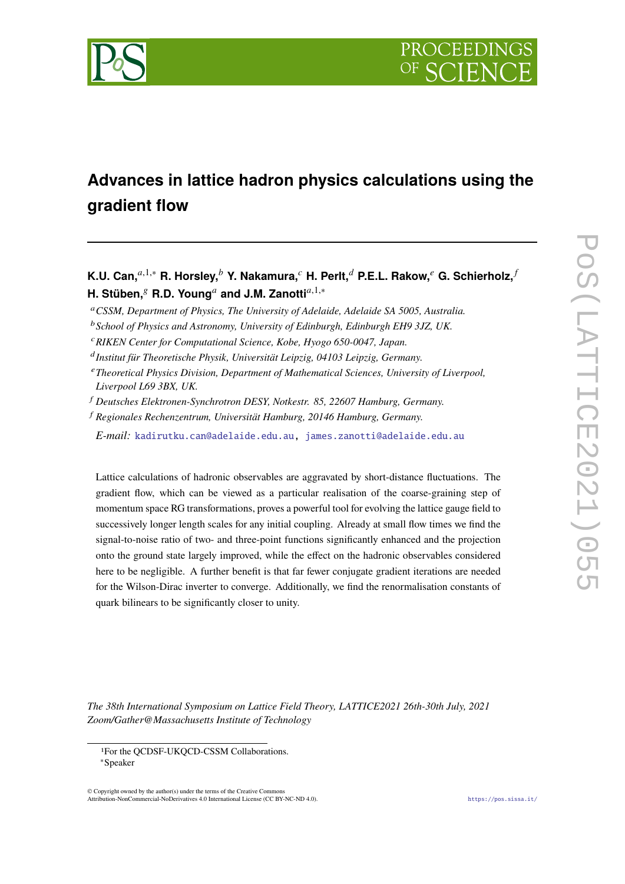# Advances in lattice hadron physics calculations using the gradient flow

**K.U. Can,**[a,1,*] **R. Horsley,**[b] **Y. Nakamura,**[c] **H. Perlt,**[d] **P.E.L. Rakow,**[e] **G. Schierholz,**[f] **H. Stüben,**[g] **R.D. Young**[a] **and J.M. Zanotti**[a,1,*]

[a] *CSSM, Department of Physics, The University of Adelaide, Adelaide SA 5005, Australia.*

[b] *School of Physics and Astronomy, University of Edinburgh, Edinburgh EH9 3JZ, UK.*

[c] *RIKEN Center for Computational Science, Kobe, Hyogo 650-0047, Japan.*

[d] *Institut für Theoretische Physik, Universität Leipzig, 04103 Leipzig, Germany.*

[e] *Theoretical Physics Division, Department of Mathematical Sciences, University of Liverpool, Liverpool L69 3BX, UK.*

[f] *Deutsches Elektronen-Synchrotron DESY, Notkestr. 85, 22607 Hamburg, Germany.*

[f] *Regionales Rechenzentrum, Universität Hamburg, 20146 Hamburg, Germany.*

*E-mail:* kadirutku.can@adelaide.edu.au, james.zanotti@adelaide.edu.au

Lattice calculations of hadronic observables are aggravated by short-distance fluctuations. The gradient flow, which can be viewed as a particular realisation of the coarse-graining step of momentum space RG transformations, proves a powerful tool for evolving the lattice gauge field to successively longer length scales for any initial coupling. Already at small flow times we find the signal-to-noise ratio of two- and three-point functions significantly enhanced and the projection onto the ground state largely improved, while the effect on the hadronic observables considered here to be negligible. A further benefit is that far fewer conjugate gradient iterations are needed for the Wilson-Dirac inverter to converge. Additionally, we find the renormalisation constants of quark bilinears to be significantly closer to unity.

*The 38th International Symposium on Lattice Field Theory, LATTICE2021 26th-30th July, 2021 Zoom/Gather@Massachusetts Institute of Technology*

[1] For the QCDSF-UKQCD-CSSM Collaborations.

[*] Speaker

© Copyright owned by the author(s) under the terms of the Creative Commons Attribution-NonCommercial-NoDerivatives 4.0 International License (CC BY-NC-ND 4.0).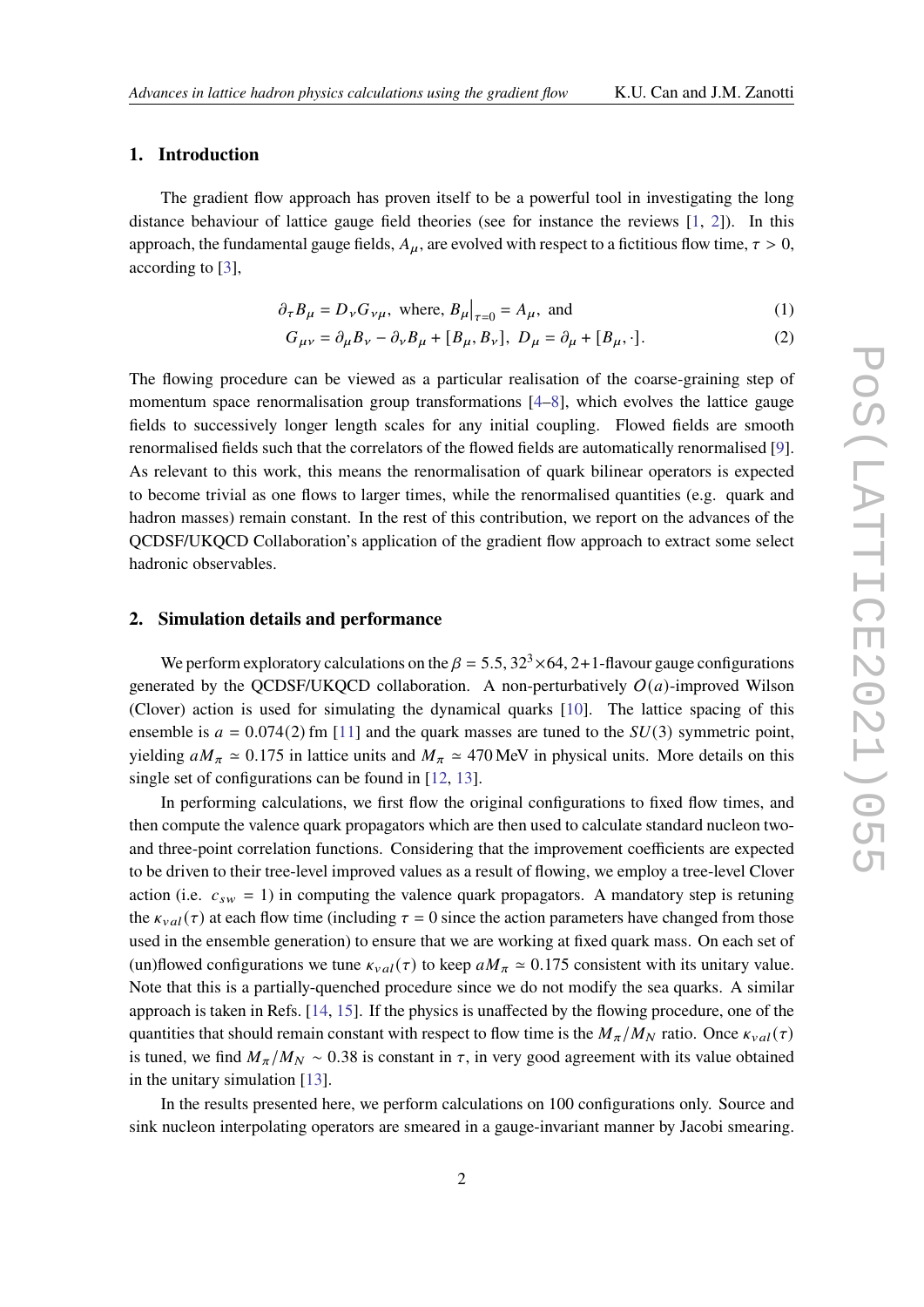## 1. Introduction

The gradient flow approach has proven itself to be a powerful tool in investigating the long distance behaviour of lattice gauge field theories (see for instance the reviews [1, 2]). In this approach, the fundamental gauge fields, $A_\mu$, are evolved with respect to a fictitious flow time, $\tau > 0$, according to [3],

$$\partial_\tau B_\mu = D_\nu G_{\nu\mu}, \text{ where, } B_\mu\big|_{\tau=0} = A_\mu, \text{ and} \tag{1}$$

$$G_{\mu\nu} = \partial_\mu B_\nu - \partial_\nu B_\mu + [B_\mu, B_\nu], \; D_\mu = \partial_\mu + [B_\mu, \cdot]. \tag{2}$$

The flowing procedure can be viewed as a particular realisation of the coarse-graining step of momentum space renormalisation group transformations [4–8], which evolves the lattice gauge fields to successively longer length scales for any initial coupling. Flowed fields are smooth renormalised fields such that the correlators of the flowed fields are automatically renormalised [9]. As relevant to this work, this means the renormalisation of quark bilinear operators is expected to become trivial as one flows to larger times, while the renormalised quantities (e.g. quark and hadron masses) remain constant. In the rest of this contribution, we report on the advances of the QCDSF/UKQCD Collaboration's application of the gradient flow approach to extract some select hadronic observables.

## 2. Simulation details and performance

We perform exploratory calculations on the $\beta = 5.5$, $32^3 \times 64$, 2+1-flavour gauge configurations generated by the QCDSF/UKQCD collaboration. A non-perturbatively $O(a)$-improved Wilson (Clover) action is used for simulating the dynamical quarks [10]. The lattice spacing of this ensemble is $a = 0.074(2)$ fm [11] and the quark masses are tuned to the $SU(3)$ symmetric point, yielding $aM_\pi \simeq 0.175$ in lattice units and $M_\pi \simeq 470$ MeV in physical units. More details on this single set of configurations can be found in [12, 13].

In performing calculations, we first flow the original configurations to fixed flow times, and then compute the valence quark propagators which are then used to calculate standard nucleon two- and three-point correlation functions. Considering that the improvement coefficients are expected to be driven to their tree-level improved values as a result of flowing, we employ a tree-level Clover action (i.e. $c_{sw} = 1$) in computing the valence quark propagators. A mandatory step is retuning the $\kappa_{val}(\tau)$ at each flow time (including $\tau = 0$ since the action parameters have changed from those used in the ensemble generation) to ensure that we are working at fixed quark mass. On each set of (un)flowed configurations we tune $\kappa_{val}(\tau)$ to keep $aM_\pi \simeq 0.175$ consistent with its unitary value. Note that this is a partially-quenched procedure since we do not modify the sea quarks. A similar approach is taken in Refs. [14, 15]. If the physics is unaffected by the flowing procedure, one of the quantities that should remain constant with respect to flow time is the $M_\pi/M_N$ ratio. Once $\kappa_{val}(\tau)$ is tuned, we find $M_\pi/M_N \sim 0.38$ is constant in $\tau$, in very good agreement with its value obtained in the unitary simulation [13].

In the results presented here, we perform calculations on 100 configurations only. Source and sink nucleon interpolating operators are smeared in a gauge-invariant manner by Jacobi smearing.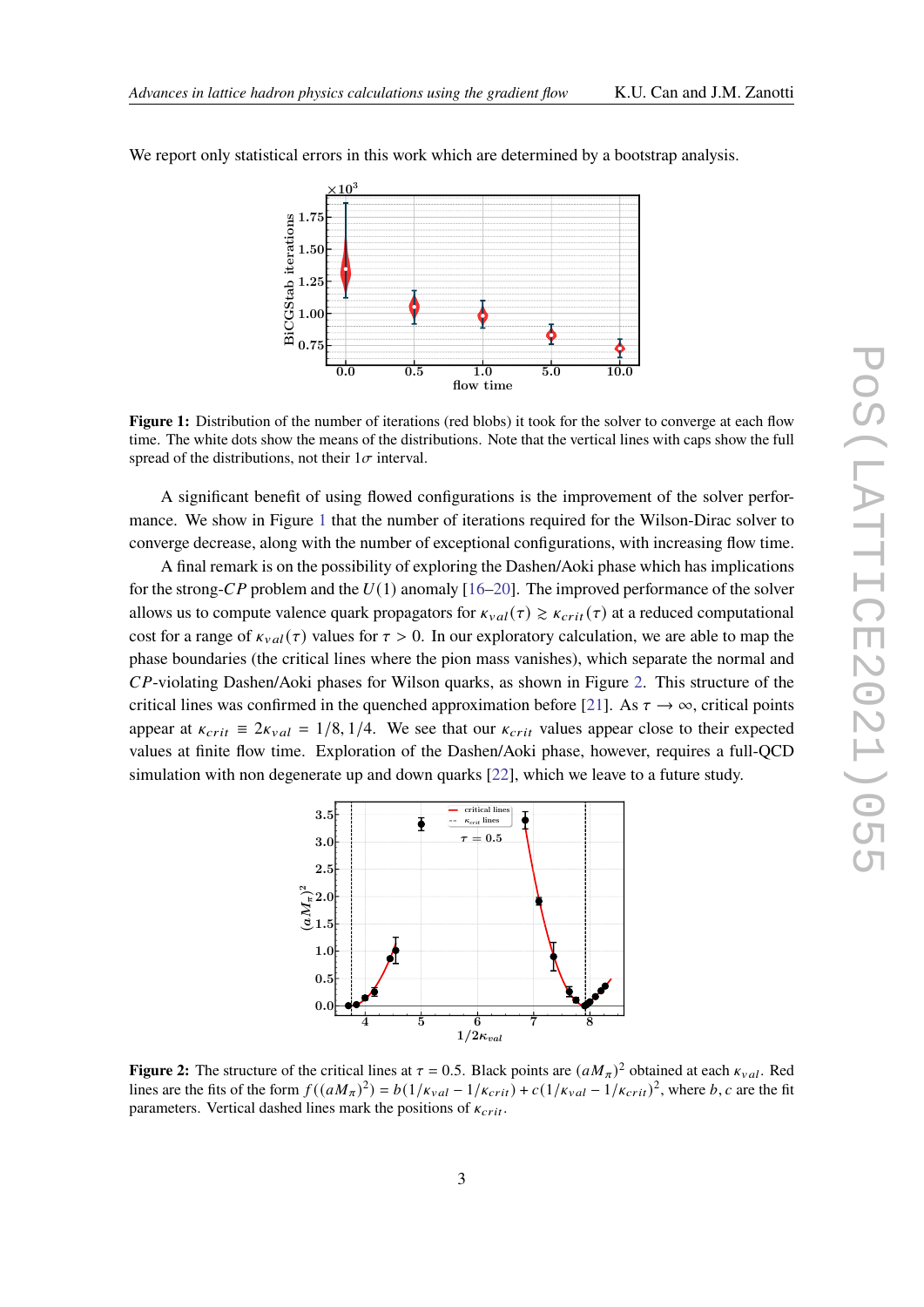We report only statistical errors in this work which are determined by a bootstrap analysis.

**Figure 1:** Distribution of the number of iterations (red blobs) it took for the solver to converge at each flow time. The white dots show the means of the distributions. Note that the vertical lines with caps show the full spread of the distributions, not their $1\sigma$ interval.

A significant benefit of using flowed configurations is the improvement of the solver performance. We show in Figure 1 that the number of iterations required for the Wilson-Dirac solver to converge decrease, along with the number of exceptional configurations, with increasing flow time.

A final remark is on the possibility of exploring the Dashen/Aoki phase which has implications for the strong-$CP$ problem and the $U(1)$ anomaly [16–20]. The improved performance of the solver allows us to compute valence quark propagators for $\kappa_{val}(\tau) \gtrsim \kappa_{crit}(\tau)$ at a reduced computational cost for a range of $\kappa_{val}(\tau)$ values for $\tau > 0$. In our exploratory calculation, we are able to map the phase boundaries (the critical lines where the pion mass vanishes), which separate the normal and $CP$-violating Dashen/Aoki phases for Wilson quarks, as shown in Figure 2. This structure of the critical lines was confirmed in the quenched approximation before [21]. As $\tau \to \infty$, critical points appear at $\kappa_{crit} \equiv 2\kappa_{val} = 1/8, 1/4$. We see that our $\kappa_{crit}$ values appear close to their expected values at finite flow time. Exploration of the Dashen/Aoki phase, however, requires a full-QCD simulation with non degenerate up and down quarks [22], which we leave to a future study.

**Figure 2:** The structure of the critical lines at $\tau = 0.5$. Black points are $(aM_\pi)^2$ obtained at each $\kappa_{val}$. Red lines are the fits of the form $f((aM_\pi)^2) = b(1/\kappa_{val} - 1/\kappa_{crit}) + c(1/\kappa_{val} - 1/\kappa_{crit})^2$, where $b, c$ are the fit parameters. Vertical dashed lines mark the positions of $\kappa_{crit}$.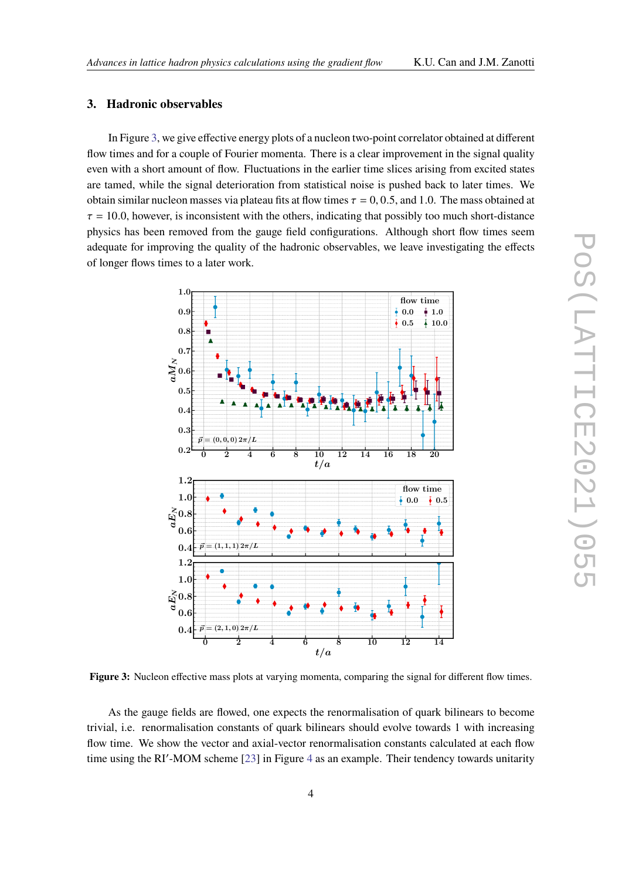## 3. Hadronic observables

In Figure 3, we give effective energy plots of a nucleon two-point correlator obtained at different flow times and for a couple of Fourier momenta. There is a clear improvement in the signal quality even with a short amount of flow. Fluctuations in the earlier time slices arising from excited states are tamed, while the signal deterioration from statistical noise is pushed back to later times. We obtain similar nucleon masses via plateau fits at flow times $\tau = 0, 0.5$, and $1.0$. The mass obtained at $\tau = 10.0$, however, is inconsistent with the others, indicating that possibly too much short-distance physics has been removed from the gauge field configurations. Although short flow times seem adequate for improving the quality of the hadronic observables, we leave investigating the effects of longer flows times to a later work.

**Figure 3:** Nucleon effective mass plots at varying momenta, comparing the signal for different flow times.

As the gauge fields are flowed, one expects the renormalisation of quark bilinears to become trivial, i.e. renormalisation constants of quark bilinears should evolve towards 1 with increasing flow time. We show the vector and axial-vector renormalisation constants calculated at each flow time using the RI′-MOM scheme [23] in Figure 4 as an example. Their tendency towards unitarity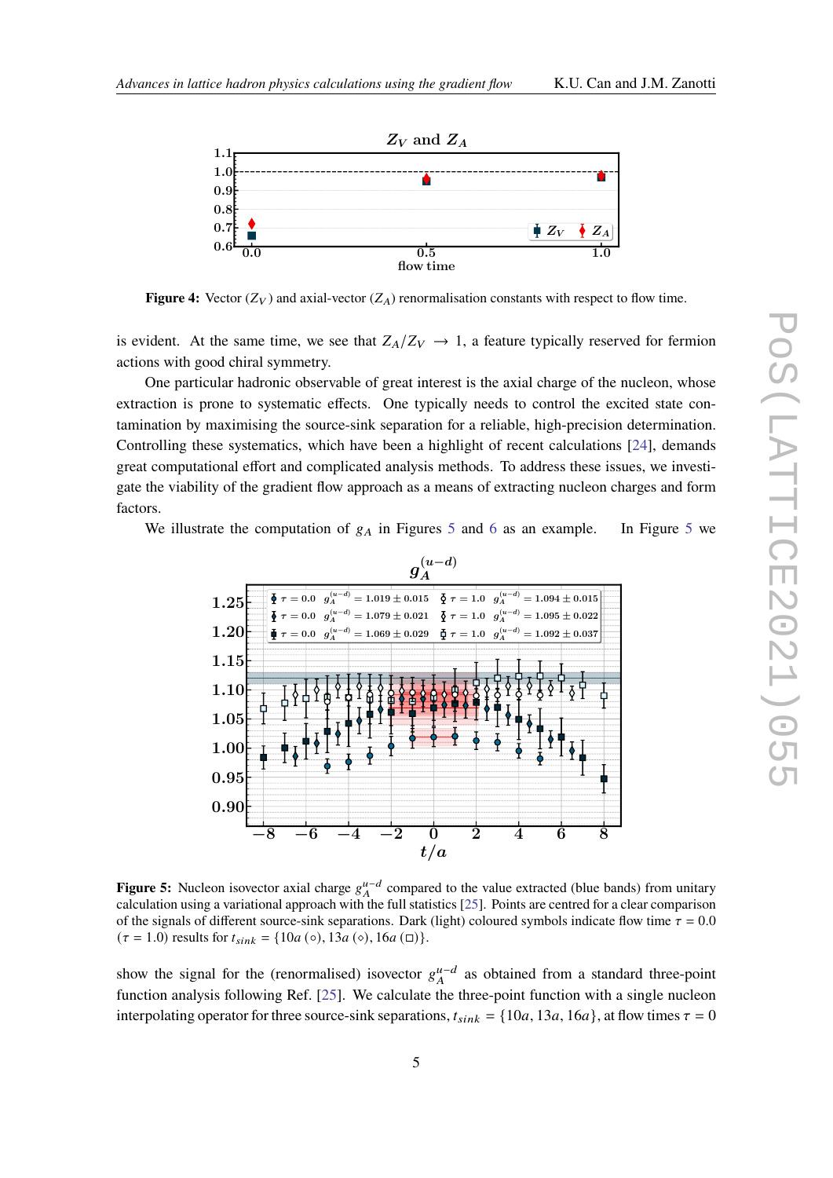**Figure 4:** Vector ($Z_V$) and axial-vector ($Z_A$) renormalisation constants with respect to flow time.

is evident. At the same time, we see that $Z_A/Z_V \rightarrow 1$, a feature typically reserved for fermion actions with good chiral symmetry.

One particular hadronic observable of great interest is the axial charge of the nucleon, whose extraction is prone to systematic effects. One typically needs to control the excited state contamination by maximising the source-sink separation for a reliable, high-precision determination. Controlling these systematics, which have been a highlight of recent calculations [24], demands great computational effort and complicated analysis methods. To address these issues, we investigate the viability of the gradient flow approach as a means of extracting nucleon charges and form factors.

We illustrate the computation of $g_A$ in Figures 5 and 6 as an example. In Figure 5 we

**Figure 5:** Nucleon isovector axial charge $g_A^{u-d}$ compared to the value extracted (blue bands) from unitary calculation using a variational approach with the full statistics [25]. Points are centred for a clear comparison of the signals of different source-sink separations. Dark (light) coloured symbols indicate flow time $\tau = 0.0$ ($\tau = 1.0$) results for $t_{sink} = \{10a\ (\circ), 13a\ (\diamond), 16a\ (\square)\}$.

show the signal for the (renormalised) isovector $g_A^{u-d}$ as obtained from a standard three-point function analysis following Ref. [25]. We calculate the three-point function with a single nucleon interpolating operator for three source-sink separations, $t_{sink} = \{10a, 13a, 16a\}$, at flow times $\tau = 0$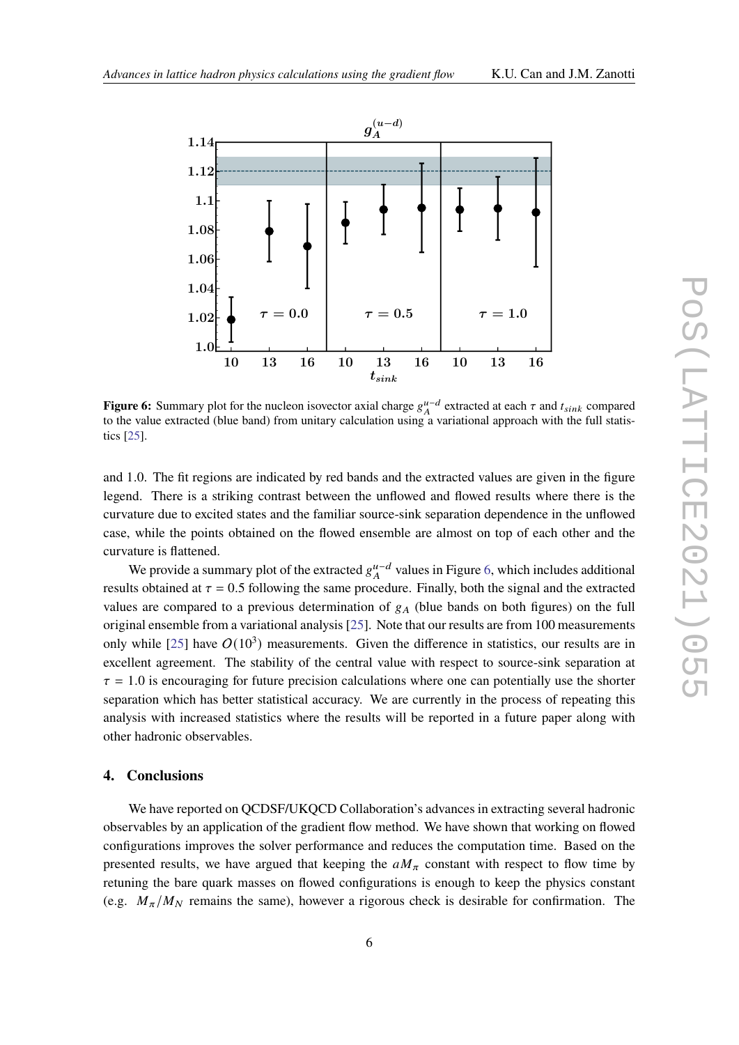**Figure 6:** Summary plot for the nucleon isovector axial charge $g_A^{u-d}$ extracted at each $\tau$ and $t_{sink}$ compared to the value extracted (blue band) from unitary calculation using a variational approach with the full statistics [25].

and 1.0. The fit regions are indicated by red bands and the extracted values are given in the figure legend. There is a striking contrast between the unflowed and flowed results where there is the curvature due to excited states and the familiar source-sink separation dependence in the unflowed case, while the points obtained on the flowed ensemble are almost on top of each other and the curvature is flattened.

We provide a summary plot of the extracted $g_A^{u-d}$ values in Figure 6, which includes additional results obtained at $\tau = 0.5$ following the same procedure. Finally, both the signal and the extracted values are compared to a previous determination of $g_A$ (blue bands on both figures) on the full original ensemble from a variational analysis [25]. Note that our results are from 100 measurements only while [25] have $O(10^3)$ measurements. Given the difference in statistics, our results are in excellent agreement. The stability of the central value with respect to source-sink separation at $\tau = 1.0$ is encouraging for future precision calculations where one can potentially use the shorter separation which has better statistical accuracy. We are currently in the process of repeating this analysis with increased statistics where the results will be reported in a future paper along with other hadronic observables.

## 4. Conclusions

We have reported on QCDSF/UKQCD Collaboration's advances in extracting several hadronic observables by an application of the gradient flow method. We have shown that working on flowed configurations improves the solver performance and reduces the computation time. Based on the presented results, we have argued that keeping the $aM_\pi$ constant with respect to flow time by retuning the bare quark masses on flowed configurations is enough to keep the physics constant (e.g. $M_\pi/M_N$ remains the same), however a rigorous check is desirable for confirmation. The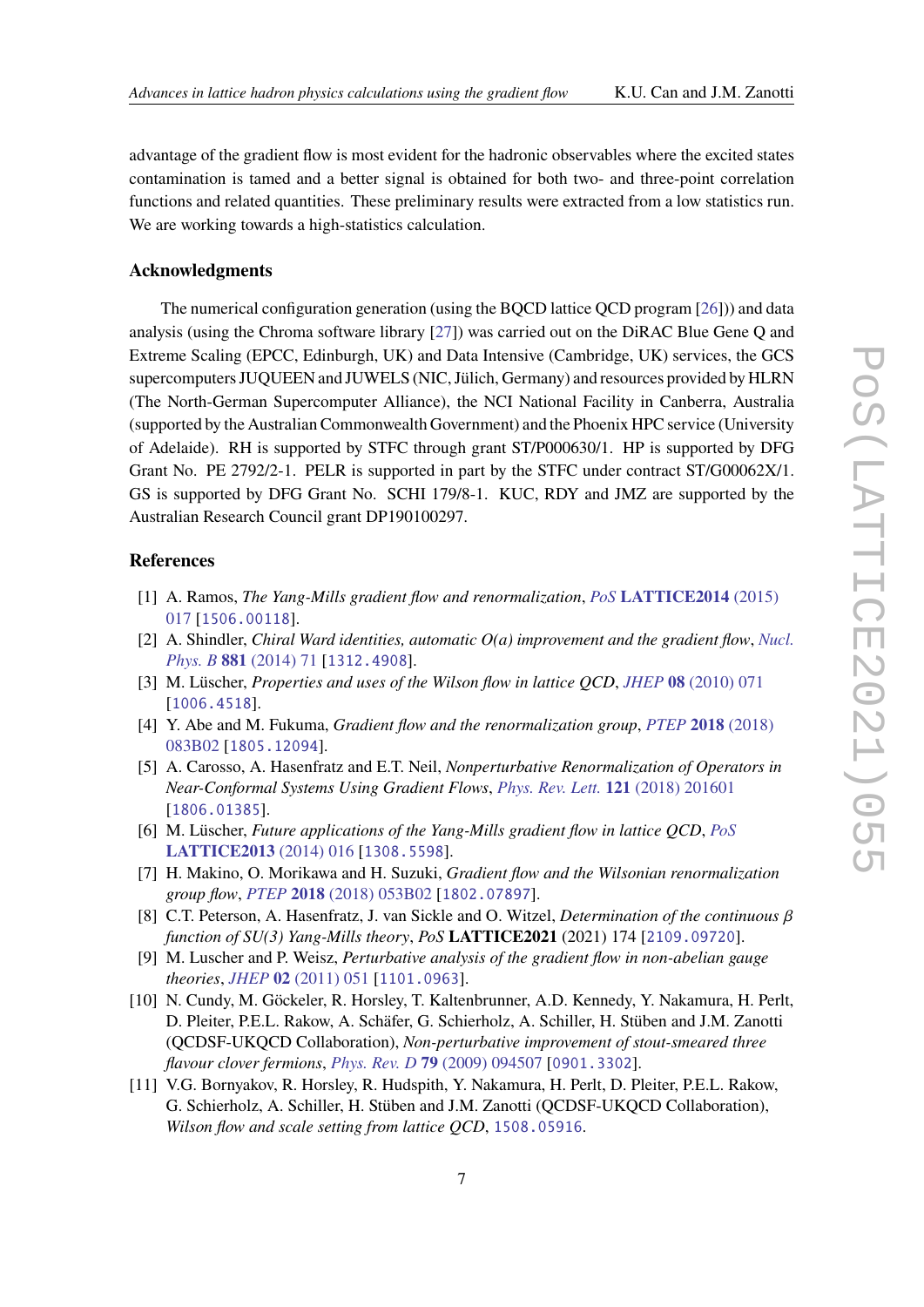advantage of the gradient flow is most evident for the hadronic observables where the excited states contamination is tamed and a better signal is obtained for both two- and three-point correlation functions and related quantities. These preliminary results were extracted from a low statistics run. We are working towards a high-statistics calculation.

### Acknowledgments

The numerical configuration generation (using the BQCD lattice QCD program [26])) and data analysis (using the Chroma software library [27]) was carried out on the DiRAC Blue Gene Q and Extreme Scaling (EPCC, Edinburgh, UK) and Data Intensive (Cambridge, UK) services, the GCS supercomputers JUQUEEN and JUWELS (NIC, Jülich, Germany) and resources provided by HLRN (The North-German Supercomputer Alliance), the NCI National Facility in Canberra, Australia (supported by the Australian Commonwealth Government) and the Phoenix HPC service (University of Adelaide). RH is supported by STFC through grant ST/P000630/1. HP is supported by DFG Grant No. PE 2792/2-1. PELR is supported in part by the STFC under contract ST/G00062X/1. GS is supported by DFG Grant No. SCHI 179/8-1. KUC, RDY and JMZ are supported by the Australian Research Council grant DP190100297.

### References

[1] A. Ramos, *The Yang-Mills gradient flow and renormalization*, *PoS* **LATTICE2014** (2015) 017 [1506.00118].

[2] A. Shindler, *Chiral Ward identities, automatic O(a) improvement and the gradient flow*, *Nucl. Phys. B* **881** (2014) 71 [1312.4908].

[3] M. Lüscher, *Properties and uses of the Wilson flow in lattice QCD*, *JHEP* **08** (2010) 071 [1006.4518].

[4] Y. Abe and M. Fukuma, *Gradient flow and the renormalization group*, *PTEP* **2018** (2018) 083B02 [1805.12094].

[5] A. Carosso, A. Hasenfratz and E.T. Neil, *Nonperturbative Renormalization of Operators in Near-Conformal Systems Using Gradient Flows*, *Phys. Rev. Lett.* **121** (2018) 201601 [1806.01385].

[6] M. Lüscher, *Future applications of the Yang-Mills gradient flow in lattice QCD*, *PoS* **LATTICE2013** (2014) 016 [1308.5598].

[7] H. Makino, O. Morikawa and H. Suzuki, *Gradient flow and the Wilsonian renormalization group flow*, *PTEP* **2018** (2018) 053B02 [1802.07897].

[8] C.T. Peterson, A. Hasenfratz, J. van Sickle and O. Witzel, *Determination of the continuous β function of SU(3) Yang-Mills theory*, *PoS* **LATTICE2021** (2021) 174 [2109.09720].

[9] M. Luscher and P. Weisz, *Perturbative analysis of the gradient flow in non-abelian gauge theories*, *JHEP* **02** (2011) 051 [1101.0963].

[10] N. Cundy, M. Göckeler, R. Horsley, T. Kaltenbrunner, A.D. Kennedy, Y. Nakamura, H. Perlt, D. Pleiter, P.E.L. Rakow, A. Schäfer, G. Schierholz, A. Schiller, H. Stüben and J.M. Zanotti (QCDSF-UKQCD Collaboration), *Non-perturbative improvement of stout-smeared three flavour clover fermions*, *Phys. Rev. D* **79** (2009) 094507 [0901.3302].

[11] V.G. Bornyakov, R. Horsley, R. Hudspith, Y. Nakamura, H. Perlt, D. Pleiter, P.E.L. Rakow, G. Schierholz, A. Schiller, H. Stüben and J.M. Zanotti (QCDSF-UKQCD Collaboration), *Wilson flow and scale setting from lattice QCD*, 1508.05916.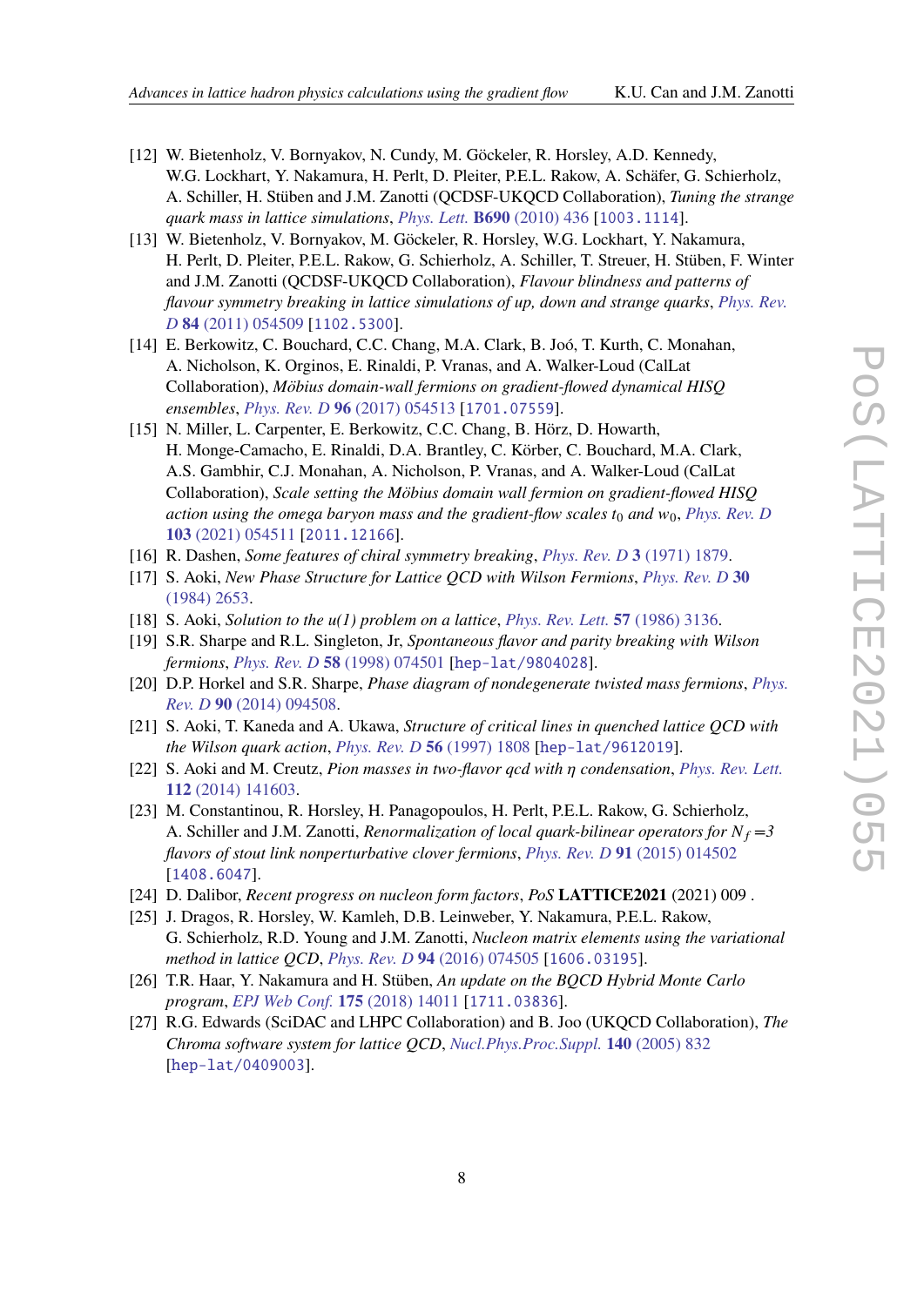[12] W. Bietenholz, V. Bornyakov, N. Cundy, M. Göckeler, R. Horsley, A.D. Kennedy, W.G. Lockhart, Y. Nakamura, H. Perlt, D. Pleiter, P.E.L. Rakow, A. Schäfer, G. Schierholz, A. Schiller, H. Stüben and J.M. Zanotti (QCDSF-UKQCD Collaboration), *Tuning the strange quark mass in lattice simulations*, *Phys. Lett.* **B690** (2010) 436 [1003.1114].

[13] W. Bietenholz, V. Bornyakov, M. Göckeler, R. Horsley, W.G. Lockhart, Y. Nakamura, H. Perlt, D. Pleiter, P.E.L. Rakow, G. Schierholz, A. Schiller, T. Streuer, H. Stüben, F. Winter and J.M. Zanotti (QCDSF-UKQCD Collaboration), *Flavour blindness and patterns of flavour symmetry breaking in lattice simulations of up, down and strange quarks*, *Phys. Rev. D* **84** (2011) 054509 [1102.5300].

[14] E. Berkowitz, C. Bouchard, C.C. Chang, M.A. Clark, B. Joó, T. Kurth, C. Monahan, A. Nicholson, K. Orginos, E. Rinaldi, P. Vranas, and A. Walker-Loud (CalLat Collaboration), *Möbius domain-wall fermions on gradient-flowed dynamical HISQ ensembles*, *Phys. Rev. D* **96** (2017) 054513 [1701.07559].

[15] N. Miller, L. Carpenter, E. Berkowitz, C.C. Chang, B. Hörz, D. Howarth, H. Monge-Camacho, E. Rinaldi, D.A. Brantley, C. Körber, C. Bouchard, M.A. Clark, A.S. Gambhir, C.J. Monahan, A. Nicholson, P. Vranas, and A. Walker-Loud (CalLat Collaboration), *Scale setting the Möbius domain wall fermion on gradient-flowed HISQ action using the omega baryon mass and the gradient-flow scales $t_0$ and $w_0$*, *Phys. Rev. D* **103** (2021) 054511 [2011.12166].

[16] R. Dashen, *Some features of chiral symmetry breaking*, *Phys. Rev. D* **3** (1971) 1879.

[17] S. Aoki, *New Phase Structure for Lattice QCD with Wilson Fermions*, *Phys. Rev. D* **30** (1984) 2653.

[18] S. Aoki, *Solution to the u(1) problem on a lattice*, *Phys. Rev. Lett.* **57** (1986) 3136.

[19] S.R. Sharpe and R.L. Singleton, Jr, *Spontaneous flavor and parity breaking with Wilson fermions*, *Phys. Rev. D* **58** (1998) 074501 [hep-lat/9804028].

[20] D.P. Horkel and S.R. Sharpe, *Phase diagram of nondegenerate twisted mass fermions*, *Phys. Rev. D* **90** (2014) 094508.

[21] S. Aoki, T. Kaneda and A. Ukawa, *Structure of critical lines in quenched lattice QCD with the Wilson quark action*, *Phys. Rev. D* **56** (1997) 1808 [hep-lat/9612019].

[22] S. Aoki and M. Creutz, *Pion masses in two-flavor qcd with $\eta$ condensation*, *Phys. Rev. Lett.* **112** (2014) 141603.

[23] M. Constantinou, R. Horsley, H. Panagopoulos, H. Perlt, P.E.L. Rakow, G. Schierholz, A. Schiller and J.M. Zanotti, *Renormalization of local quark-bilinear operators for $N_f=3$ flavors of stout link nonperturbative clover fermions*, *Phys. Rev. D* **91** (2015) 014502 [1408.6047].

[24] D. Dalibor, *Recent progress on nucleon form factors*, *PoS* **LATTICE2021** (2021) 009 .

[25] J. Dragos, R. Horsley, W. Kamleh, D.B. Leinweber, Y. Nakamura, P.E.L. Rakow, G. Schierholz, R.D. Young and J.M. Zanotti, *Nucleon matrix elements using the variational method in lattice QCD*, *Phys. Rev. D* **94** (2016) 074505 [1606.03195].

[26] T.R. Haar, Y. Nakamura and H. Stüben, *An update on the BQCD Hybrid Monte Carlo program*, *EPJ Web Conf.* **175** (2018) 14011 [1711.03836].

[27] R.G. Edwards (SciDAC and LHPC Collaboration) and B. Joo (UKQCD Collaboration), *The Chroma software system for lattice QCD*, *Nucl.Phys.Proc.Suppl.* **140** (2005) 832 [hep-lat/0409003].